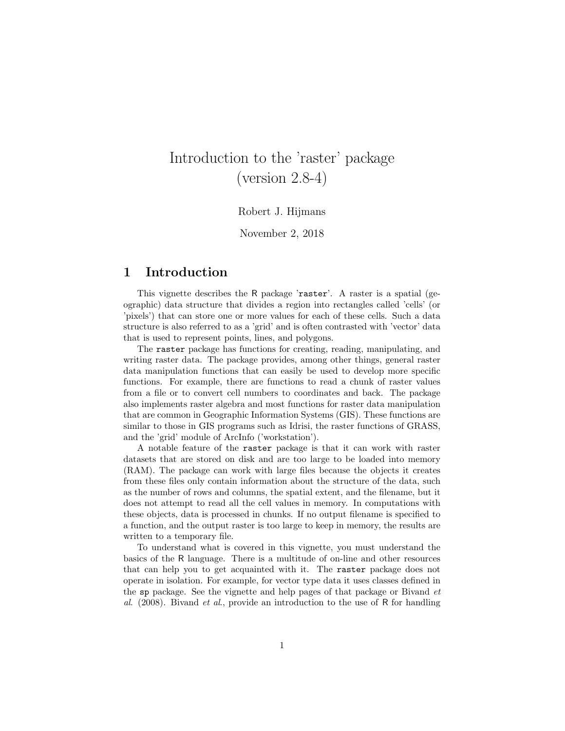# Introduction to the 'raster' package (version 2.8-4)

Robert J. Hijmans

November 2, 2018

## 1 Introduction

This vignette describes the R package '`raster`'. A raster is a spatial (geographic) data structure that divides a region into rectangles called 'cells' (or 'pixels') that can store one or more values for each of these cells. Such a data structure is also referred to as a 'grid' and is often contrasted with 'vector' data that is used to represent points, lines, and polygons.

The `raster` package has functions for creating, reading, manipulating, and writing raster data. The package provides, among other things, general raster data manipulation functions that can easily be used to develop more specific functions. For example, there are functions to read a chunk of raster values from a file or to convert cell numbers to coordinates and back. The package also implements raster algebra and most functions for raster data manipulation that are common in Geographic Information Systems (GIS). These functions are similar to those in GIS programs such as Idrisi, the raster functions of GRASS, and the 'grid' module of ArcInfo ('workstation').

A notable feature of the `raster` package is that it can work with raster datasets that are stored on disk and are too large to be loaded into memory (RAM). The package can work with large files because the objects it creates from these files only contain information about the structure of the data, such as the number of rows and columns, the spatial extent, and the filename, but it does not attempt to read all the cell values in memory. In computations with these objects, data is processed in chunks. If no output filename is specified to a function, and the output raster is too large to keep in memory, the results are written to a temporary file.

To understand what is covered in this vignette, you must understand the basics of the R language. There is a multitude of on-line and other resources that can help you to get acquainted with it. The `raster` package does not operate in isolation. For example, for vector type data it uses classes defined in the `sp` package. See the vignette and help pages of that package or Bivand *et al.* (2008). Bivand *et al.*, provide an introduction to the use of R for handling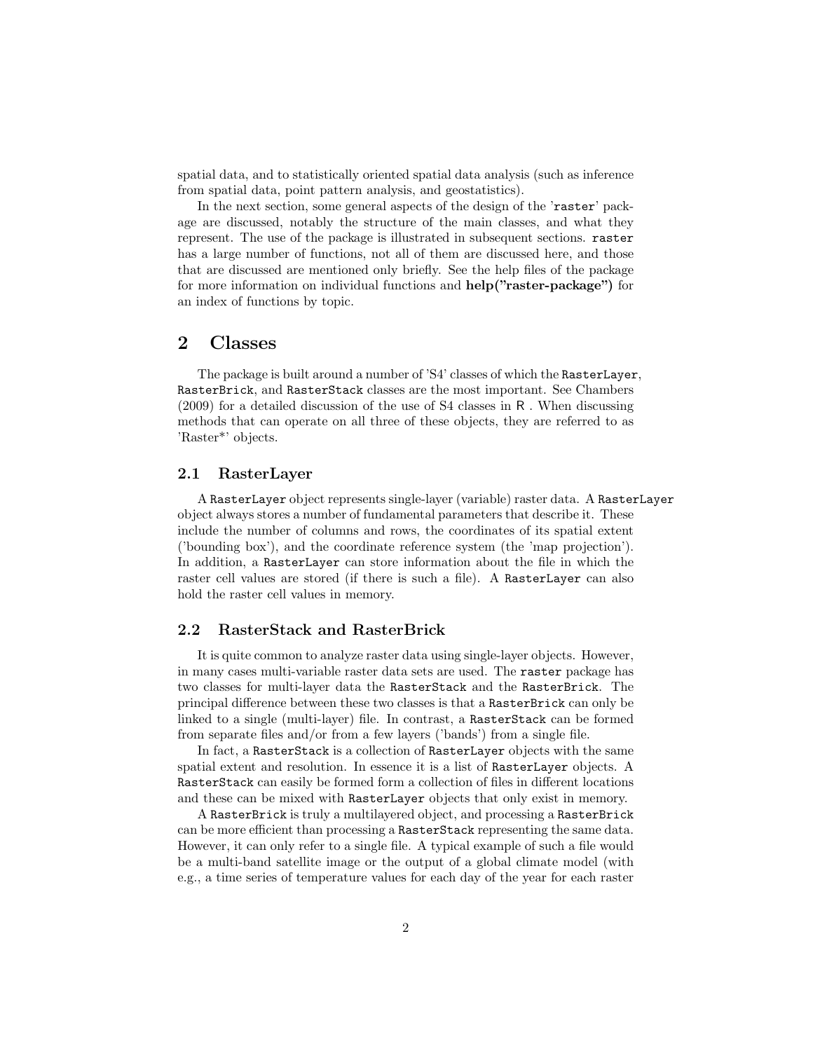spatial data, and to statistically oriented spatial data analysis (such as inference from spatial data, point pattern analysis, and geostatistics).

In the next section, some general aspects of the design of the '`raster`' package are discussed, notably the structure of the main classes, and what they represent. The use of the package is illustrated in subsequent sections. `raster` has a large number of functions, not all of them are discussed here, and those that are discussed are mentioned only briefly. See the help files of the package for more information on individual functions and **help("raster-package")** for an index of functions by topic.

## 2 Classes

The package is built around a number of 'S4' classes of which the `RasterLayer`, `RasterBrick`, and `RasterStack` classes are the most important. See Chambers (2009) for a detailed discussion of the use of S4 classes in R . When discussing methods that can operate on all three of these objects, they are referred to as 'Raster*' objects.

### 2.1 RasterLayer

A `RasterLayer` object represents single-layer (variable) raster data. A `RasterLayer` object always stores a number of fundamental parameters that describe it. These include the number of columns and rows, the coordinates of its spatial extent ('bounding box'), and the coordinate reference system (the 'map projection'). In addition, a `RasterLayer` can store information about the file in which the raster cell values are stored (if there is such a file). A `RasterLayer` can also hold the raster cell values in memory.

### 2.2 RasterStack and RasterBrick

It is quite common to analyze raster data using single-layer objects. However, in many cases multi-variable raster data sets are used. The `raster` package has two classes for multi-layer data the `RasterStack` and the `RasterBrick`. The principal difference between these two classes is that a `RasterBrick` can only be linked to a single (multi-layer) file. In contrast, a `RasterStack` can be formed from separate files and/or from a few layers ('bands') from a single file.

In fact, a `RasterStack` is a collection of `RasterLayer` objects with the same spatial extent and resolution. In essence it is a list of `RasterLayer` objects. A `RasterStack` can easily be formed form a collection of files in different locations and these can be mixed with `RasterLayer` objects that only exist in memory.

A `RasterBrick` is truly a multilayered object, and processing a `RasterBrick` can be more efficient than processing a `RasterStack` representing the same data. However, it can only refer to a single file. A typical example of such a file would be a multi-band satellite image or the output of a global climate model (with e.g., a time series of temperature values for each day of the year for each raster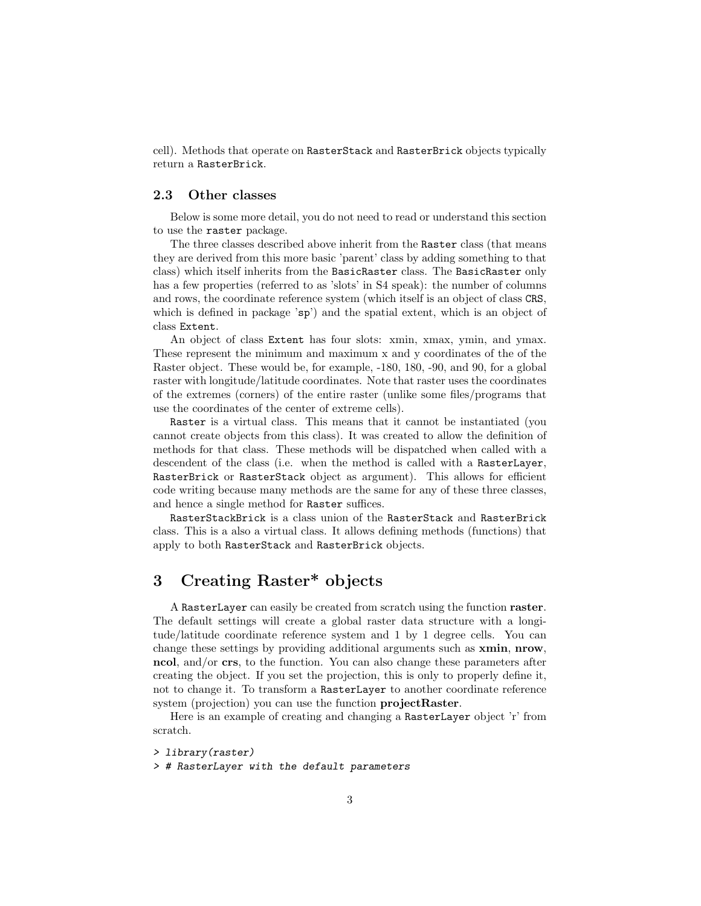cell). Methods that operate on RasterStack and RasterBrick objects typically return a RasterBrick.

### 2.3 Other classes

Below is some more detail, you do not need to read or understand this section to use the raster package.

The three classes described above inherit from the Raster class (that means they are derived from this more basic 'parent' class by adding something to that class) which itself inherits from the BasicRaster class. The BasicRaster only has a few properties (referred to as 'slots' in S4 speak): the number of columns and rows, the coordinate reference system (which itself is an object of class CRS, which is defined in package 'sp') and the spatial extent, which is an object of class Extent.

An object of class Extent has four slots: xmin, xmax, ymin, and ymax. These represent the minimum and maximum x and y coordinates of the of the Raster object. These would be, for example, -180, 180, -90, and 90, for a global raster with longitude/latitude coordinates. Note that raster uses the coordinates of the extremes (corners) of the entire raster (unlike some files/programs that use the coordinates of the center of extreme cells).

Raster is a virtual class. This means that it cannot be instantiated (you cannot create objects from this class). It was created to allow the definition of methods for that class. These methods will be dispatched when called with a descendent of the class (i.e. when the method is called with a RasterLayer, RasterBrick or RasterStack object as argument). This allows for efficient code writing because many methods are the same for any of these three classes, and hence a single method for Raster suffices.

RasterStackBrick is a class union of the RasterStack and RasterBrick class. This is a also a virtual class. It allows defining methods (functions) that apply to both RasterStack and RasterBrick objects.

## 3 Creating Raster* objects

A RasterLayer can easily be created from scratch using the function **raster**. The default settings will create a global raster data structure with a longitude/latitude coordinate reference system and 1 by 1 degree cells. You can change these settings by providing additional arguments such as **xmin**, **nrow**, **ncol**, and/or **crs**, to the function. You can also change these parameters after creating the object. If you set the projection, this is only to properly define it, not to change it. To transform a RasterLayer to another coordinate reference system (projection) you can use the function **projectRaster**.

Here is an example of creating and changing a RasterLayer object 'r' from scratch.

```
> library(raster)
> # RasterLayer with the default parameters
```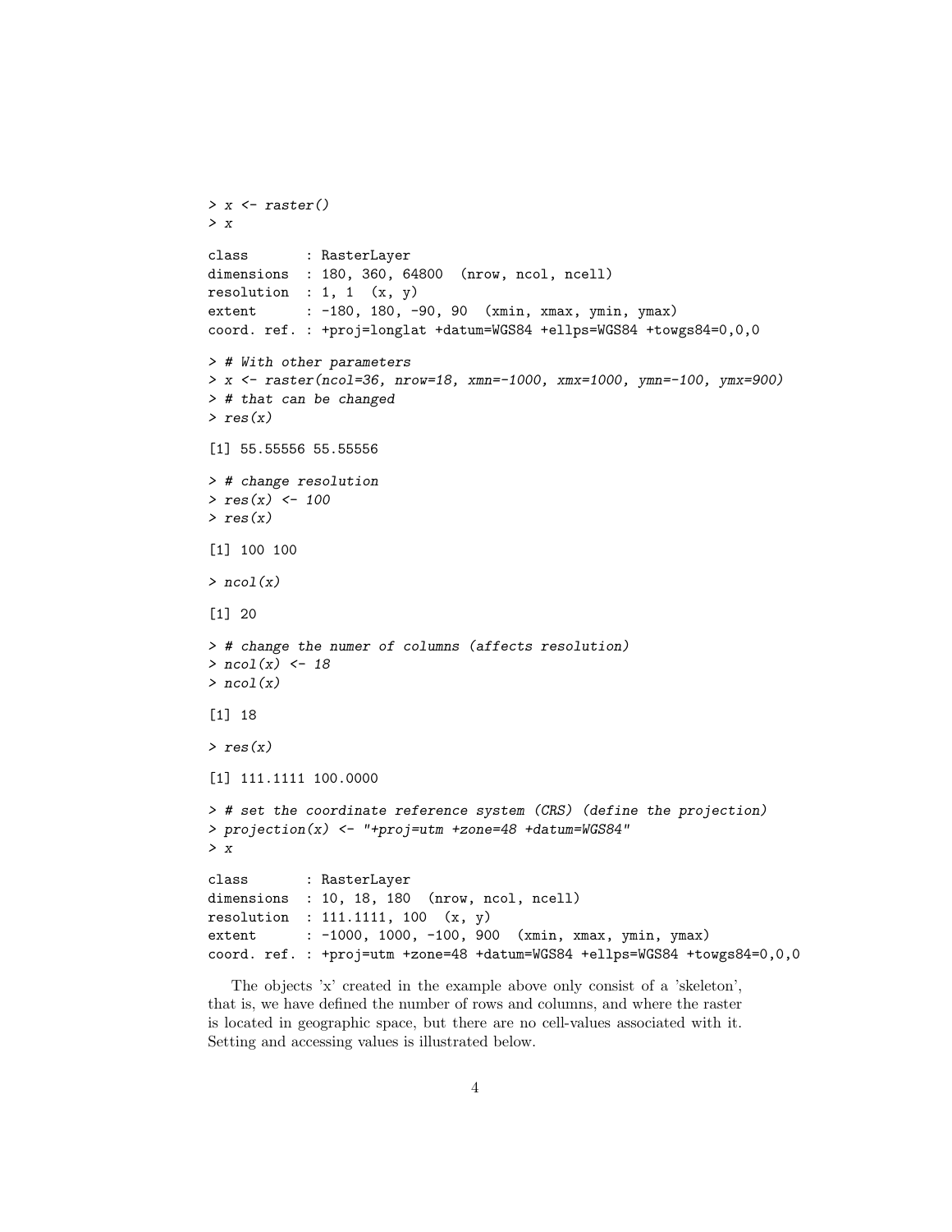```
> x <- raster()
> x

class       : RasterLayer
dimensions  : 180, 360, 64800  (nrow, ncol, ncell)
resolution  : 1, 1  (x, y)
extent      : -180, 180, -90, 90  (xmin, xmax, ymin, ymax)
coord. ref. : +proj=longlat +datum=WGS84 +ellps=WGS84 +towgs84=0,0,0

> # With other parameters
> x <- raster(ncol=36, nrow=18, xmn=-1000, xmx=1000, ymn=-100, ymx=900)
> # that can be changed
> res(x)

[1] 55.55556 55.55556

> # change resolution
> res(x) <- 100
> res(x)

[1] 100 100

> ncol(x)

[1] 20

> # change the numer of columns (affects resolution)
> ncol(x) <- 18
> ncol(x)

[1] 18

> res(x)

[1] 111.1111 100.0000

> # set the coordinate reference system (CRS) (define the projection)
> projection(x) <- "+proj=utm +zone=48 +datum=WGS84"
> x

class       : RasterLayer
dimensions  : 10, 18, 180  (nrow, ncol, ncell)
resolution  : 111.1111, 100  (x, y)
extent      : -1000, 1000, -100, 900  (xmin, xmax, ymin, ymax)
coord. ref. : +proj=utm +zone=48 +datum=WGS84 +ellps=WGS84 +towgs84=0,0,0
```

The objects 'x' created in the example above only consist of a 'skeleton', that is, we have defined the number of rows and columns, and where the raster is located in geographic space, but there are no cell-values associated with it. Setting and accessing values is illustrated below.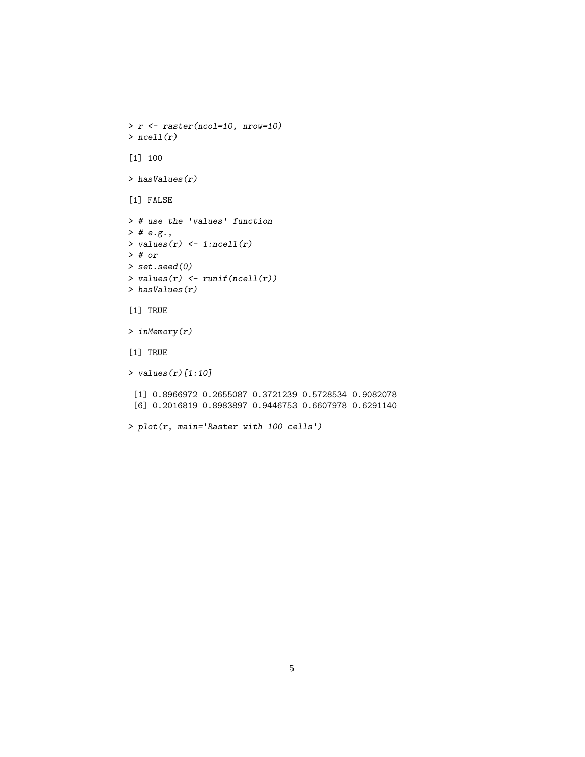```
> r <- raster(ncol=10, nrow=10)
> ncell(r)

[1] 100

> hasValues(r)

[1] FALSE

> # use the 'values' function
> # e.g.,
> values(r) <- 1:ncell(r)
> # or
> set.seed(0)
> values(r) <- runif(ncell(r))
> hasValues(r)

[1] TRUE

> inMemory(r)

[1] TRUE

> values(r)[1:10]

 [1] 0.8966972 0.2655087 0.3721239 0.5728534 0.9082078
 [6] 0.2016819 0.8983897 0.9446753 0.6607978 0.6291140

> plot(r, main='Raster with 100 cells')
```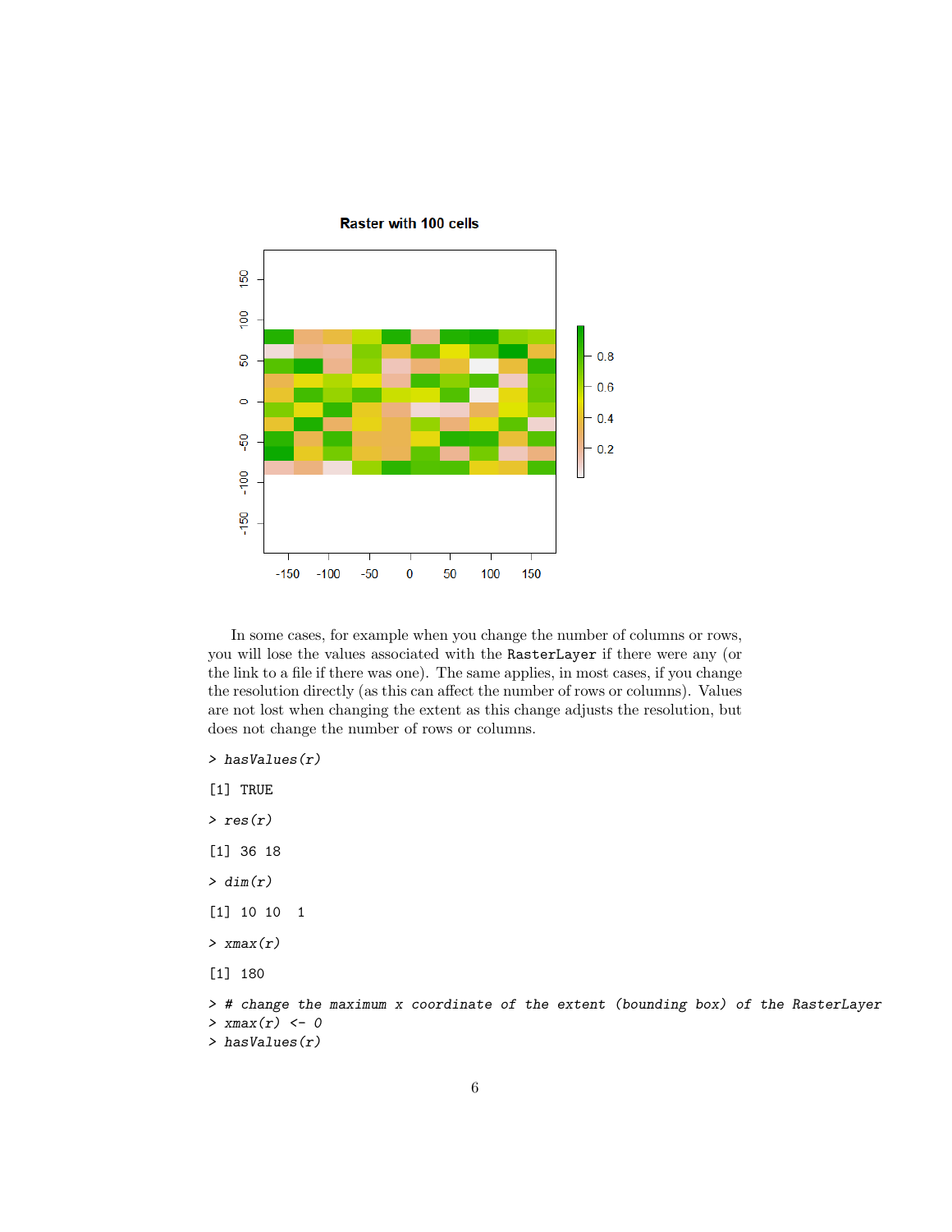In some cases, for example when you change the number of columns or rows, you will lose the values associated with the RasterLayer if there were any (or the link to a file if there was one). The same applies, in most cases, if you change the resolution directly (as this can affect the number of rows or columns). Values are not lost when changing the extent as this change adjusts the resolution, but does not change the number of rows or columns.

```
> hasValues(r)
[1] TRUE
> res(r)
[1] 36 18
> dim(r)
[1] 10 10  1
> xmax(r)
[1] 180
> # change the maximum x coordinate of the extent (bounding box) of the RasterLayer
> xmax(r) <- 0
> hasValues(r)
```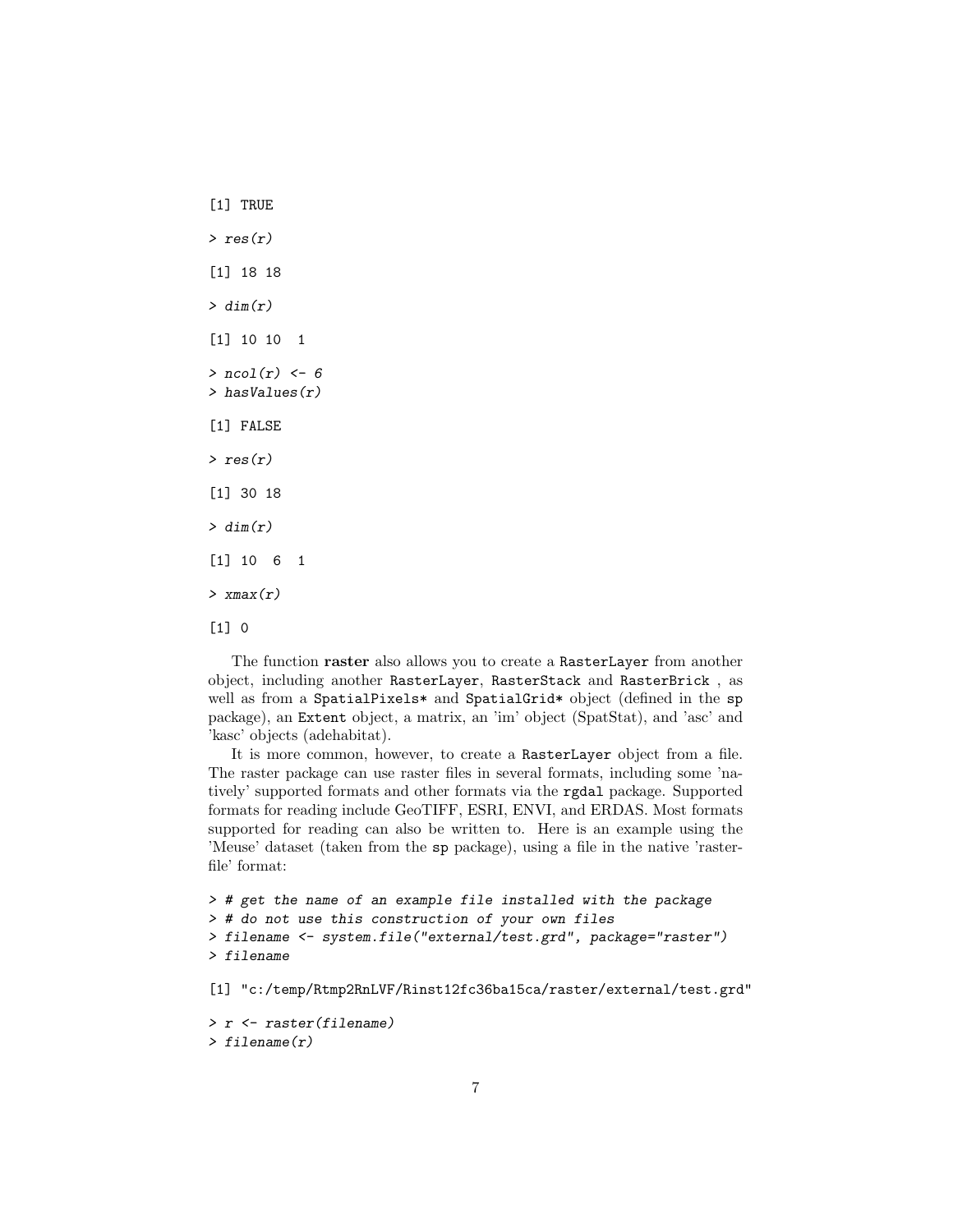```
[1] TRUE

> res(r)

[1] 18 18

> dim(r)

[1] 10 10  1

> ncol(r) <- 6
> hasValues(r)

[1] FALSE

> res(r)

[1] 30 18

> dim(r)

[1] 10  6  1

> xmax(r)

[1] 0
```

The function **raster** also allows you to create a `RasterLayer` from another object, including another `RasterLayer`, `RasterStack` and `RasterBrick` , as well as from a `SpatialPixels*` and `SpatialGrid*` object (defined in the `sp` package), an `Extent` object, a matrix, an 'im' object (SpatStat), and 'asc' and 'kasc' objects (adehabitat).

It is more common, however, to create a `RasterLayer` object from a file. The raster package can use raster files in several formats, including some 'natively' supported formats and other formats via the `rgdal` package. Supported formats for reading include GeoTIFF, ESRI, ENVI, and ERDAS. Most formats supported for reading can also be written to. Here is an example using the 'Meuse' dataset (taken from the `sp` package), using a file in the native 'raster-file' format:

```
> # get the name of an example file installed with the package
> # do not use this construction of your own files
> filename <- system.file("external/test.grd", package="raster")
> filename

[1] "c:/temp/Rtmp2RnLVF/Rinst12fc36ba15ca/raster/external/test.grd"

> r <- raster(filename)
> filename(r)
```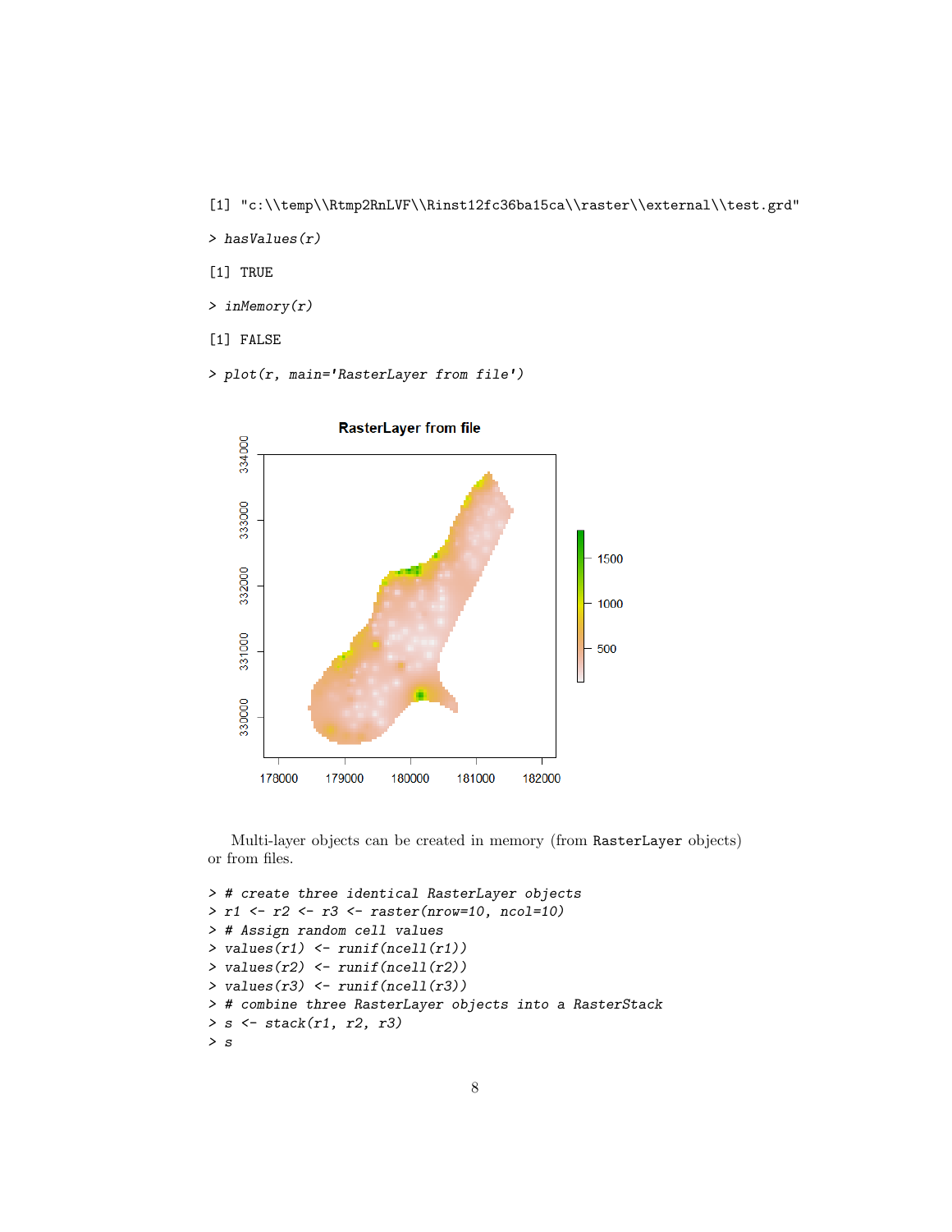```
[1] "c:\\temp\\Rtmp2RnLVF\\Rinst12fc36ba15ca\\raster\\external\\test.grd"
> hasValues(r)
[1] TRUE
> inMemory(r)
[1] FALSE
> plot(r, main='RasterLayer from file')
```

Multi-layer objects can be created in memory (from RasterLayer objects) or from files.

```
> # create three identical RasterLayer objects
> r1 <- r2 <- r3 <- raster(nrow=10, ncol=10)
> # Assign random cell values
> values(r1) <- runif(ncell(r1))
> values(r2) <- runif(ncell(r2))
> values(r3) <- runif(ncell(r3))
> # combine three RasterLayer objects into a RasterStack
> s <- stack(r1, r2, r3)
> s
```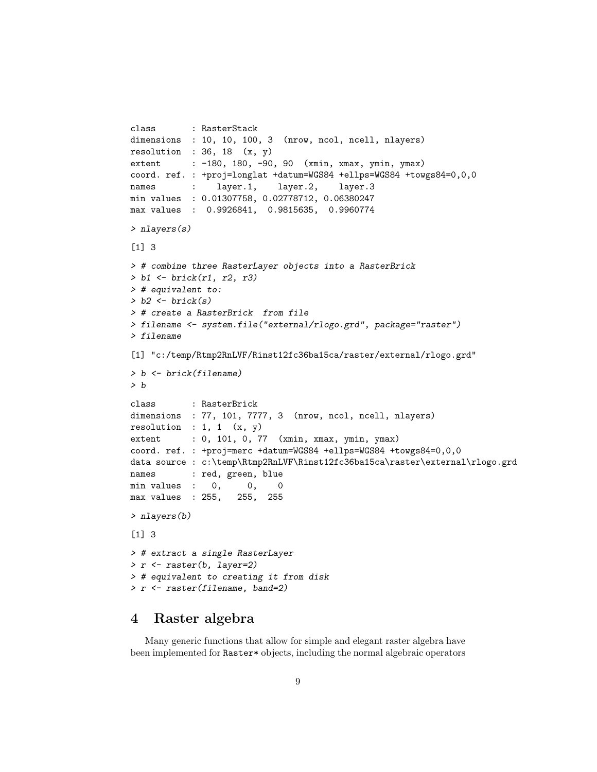```
class       : RasterStack
dimensions  : 10, 10, 100, 3  (nrow, ncol, ncell, nlayers)
resolution  : 36, 18  (x, y)
extent      : -180, 180, -90, 90  (xmin, xmax, ymin, ymax)
coord. ref. : +proj=longlat +datum=WGS84 +ellps=WGS84 +towgs84=0,0,0
names       :    layer.1,    layer.2,    layer.3
min values  : 0.01307758, 0.02778712, 0.06380247
max values  :  0.9926841,  0.9815635,  0.9960774

> nlayers(s)

[1] 3

> # combine three RasterLayer objects into a RasterBrick
> b1 <- brick(r1, r2, r3)
> # equivalent to:
> b2 <- brick(s)
> # create a RasterBrick  from file
> filename <- system.file("external/rlogo.grd", package="raster")
> filename

[1] "c:/temp/Rtmp2RnLVF/Rinst12fc36ba15ca/raster/external/rlogo.grd"

> b <- brick(filename)
> b

class       : RasterBrick
dimensions  : 77, 101, 7777, 3  (nrow, ncol, ncell, nlayers)
resolution  : 1, 1  (x, y)
extent      : 0, 101, 0, 77  (xmin, xmax, ymin, ymax)
coord. ref. : +proj=merc +datum=WGS84 +ellps=WGS84 +towgs84=0,0,0
data source : c:\temp\Rtmp2RnLVF\Rinst12fc36ba15ca\raster\external\rlogo.grd
names       : red, green, blue
min values  :   0,     0,    0
max values  : 255,   255,  255

> nlayers(b)

[1] 3

> # extract a single RasterLayer
> r <- raster(b, layer=2)
> # equivalent to creating it from disk
> r <- raster(filename, band=2)
```

# 4 Raster algebra

Many generic functions that allow for simple and elegant raster algebra have been implemented for Raster* objects, including the normal algebraic operators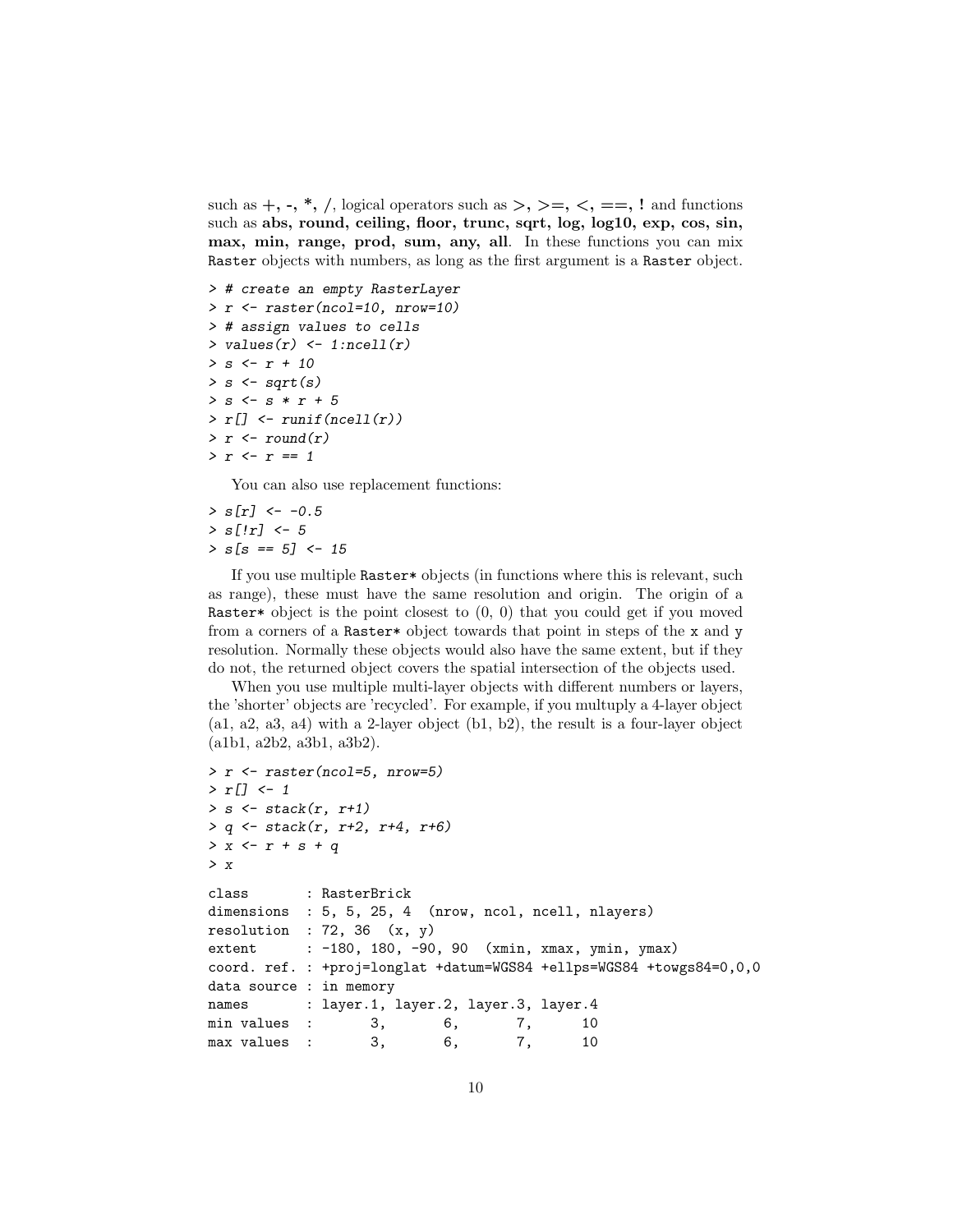such as +, -, *, /, logical operators such as >, >=, <, ==, ! and functions such as **abs, round, ceiling, floor, trunc, sqrt, log, log10, exp, cos, sin, max, min, range, prod, sum, any, all**. In these functions you can mix Raster objects with numbers, as long as the first argument is a Raster object.

```
> # create an empty RasterLayer
> r <- raster(ncol=10, nrow=10)
> # assign values to cells
> values(r) <- 1:ncell(r)
> s <- r + 10
> s <- sqrt(s)
> s <- s * r + 5
> r[] <- runif(ncell(r))
> r <- round(r)
> r <- r == 1
```

You can also use replacement functions:

```
> s[r] <- -0.5
> s[!r] <- 5
> s[s == 5] <- 15
```

If you use multiple Raster* objects (in functions where this is relevant, such as range), these must have the same resolution and origin. The origin of a Raster* object is the point closest to (0, 0) that you could get if you moved from a corners of a Raster* object towards that point in steps of the x and y resolution. Normally these objects would also have the same extent, but if they do not, the returned object covers the spatial intersection of the objects used.

When you use multiple multi-layer objects with different numbers or layers, the 'shorter' objects are 'recycled'. For example, if you multuply a 4-layer object (a1, a2, a3, a4) with a 2-layer object (b1, b2), the result is a four-layer object (a1b1, a2b2, a3b1, a3b2).

```
> r <- raster(ncol=5, nrow=5)
> r[] <- 1
> s <- stack(r, r+1)
> q <- stack(r, r+2, r+4, r+6)
> x <- r + s + q
> x

class       : RasterBrick
dimensions  : 5, 5, 25, 4  (nrow, ncol, ncell, nlayers)
resolution  : 72, 36  (x, y)
extent      : -180, 180, -90, 90  (xmin, xmax, ymin, ymax)
coord. ref. : +proj=longlat +datum=WGS84 +ellps=WGS84 +towgs84=0,0,0
data source : in memory
names       : layer.1, layer.2, layer.3, layer.4
min values  :       3,       6,       7,      10
max values  :       3,       6,       7,      10
```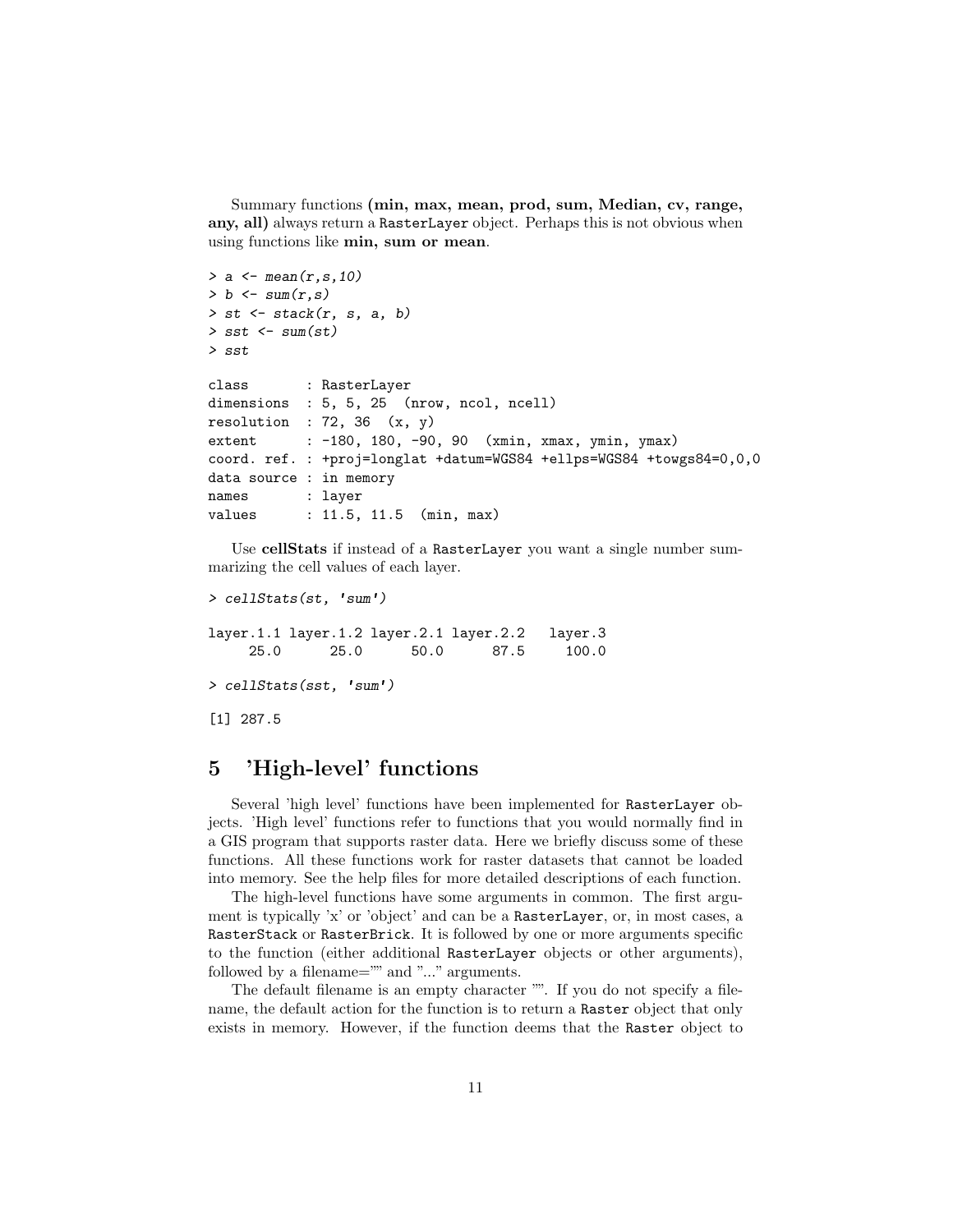Summary functions **(min, max, mean, prod, sum, Median, cv, range, any, all)** always return a `RasterLayer` object. Perhaps this is not obvious when using functions like **min, sum or mean**.

```
> a <- mean(r,s,10)
> b <- sum(r,s)
> st <- stack(r, s, a, b)
> sst <- sum(st)
> sst

class       : RasterLayer
dimensions  : 5, 5, 25  (nrow, ncol, ncell)
resolution  : 72, 36  (x, y)
extent      : -180, 180, -90, 90  (xmin, xmax, ymin, ymax)
coord. ref. : +proj=longlat +datum=WGS84 +ellps=WGS84 +towgs84=0,0,0
data source : in memory
names       : layer
values      : 11.5, 11.5  (min, max)
```

Use **cellStats** if instead of a `RasterLayer` you want a single number summarizing the cell values of each layer.

```
> cellStats(st, 'sum')

layer.1.1 layer.1.2 layer.2.1 layer.2.2   layer.3
     25.0      25.0      50.0      87.5     100.0

> cellStats(sst, 'sum')

[1] 287.5
```

# 5 'High-level' functions

Several 'high level' functions have been implemented for `RasterLayer` objects. 'High level' functions refer to functions that you would normally find in a GIS program that supports raster data. Here we briefly discuss some of these functions. All these functions work for raster datasets that cannot be loaded into memory. See the help files for more detailed descriptions of each function.

The high-level functions have some arguments in common. The first argument is typically 'x' or 'object' and can be a `RasterLayer`, or, in most cases, a `RasterStack` or `RasterBrick`. It is followed by one or more arguments specific to the function (either additional `RasterLayer` objects or other arguments), followed by a filename="" and "..." arguments.

The default filename is an empty character "". If you do not specify a filename, the default action for the function is to return a `Raster` object that only exists in memory. However, if the function deems that the `Raster` object to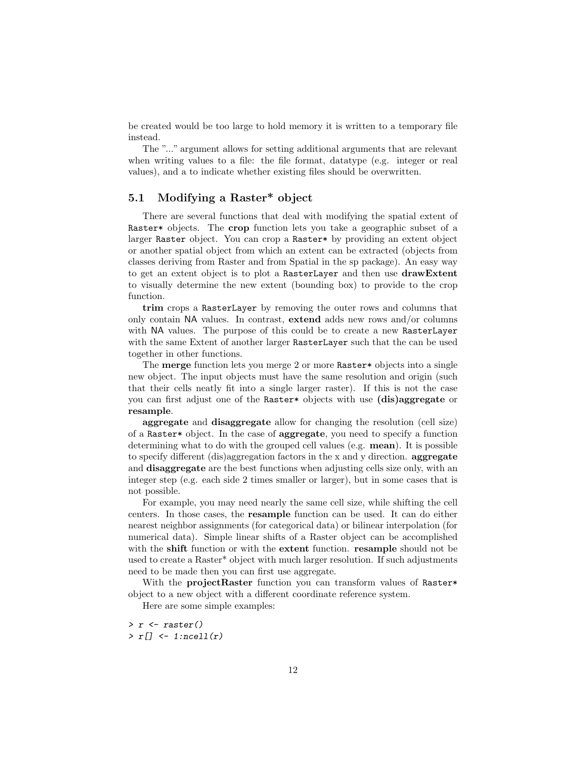be created would be too large to hold memory it is written to a temporary file instead.

The "..." argument allows for setting additional arguments that are relevant when writing values to a file: the file format, datatype (e.g. integer or real values), and a to indicate whether existing files should be overwritten.

## 5.1 Modifying a Raster* object

There are several functions that deal with modifying the spatial extent of `Raster*` objects. The **crop** function lets you take a geographic subset of a larger `Raster` object. You can crop a `Raster*` by providing an extent object or another spatial object from which an extent can be extracted (objects from classes deriving from Raster and from Spatial in the sp package). An easy way to get an extent object is to plot a `RasterLayer` and then use **drawExtent** to visually determine the new extent (bounding box) to provide to the crop function.

**trim** crops a `RasterLayer` by removing the outer rows and columns that only contain `NA` values. In contrast, **extend** adds new rows and/or columns with `NA` values. The purpose of this could be to create a new `RasterLayer` with the same Extent of another larger `RasterLayer` such that the can be used together in other functions.

The **merge** function lets you merge 2 or more `Raster*` objects into a single new object. The input objects must have the same resolution and origin (such that their cells neatly fit into a single larger raster). If this is not the case you can first adjust one of the `Raster*` objects with use **(dis)aggregate** or **resample**.

**aggregate** and **disaggregate** allow for changing the resolution (cell size) of a `Raster*` object. In the case of **aggregate**, you need to specify a function determining what to do with the grouped cell values (e.g. **mean**). It is possible to specify different (dis)aggregation factors in the x and y direction. **aggregate** and **disaggregate** are the best functions when adjusting cells size only, with an integer step (e.g. each side 2 times smaller or larger), but in some cases that is not possible.

For example, you may need nearly the same cell size, while shifting the cell centers. In those cases, the **resample** function can be used. It can do either nearest neighbor assignments (for categorical data) or bilinear interpolation (for numerical data). Simple linear shifts of a Raster object can be accomplished with the **shift** function or with the **extent** function. **resample** should not be used to create a Raster* object with much larger resolution. If such adjustments need to be made then you can first use aggregate.

With the **projectRaster** function you can transform values of `Raster*` object to a new object with a different coordinate reference system.

Here are some simple examples:

```
> r <- raster()
> r[] <- 1:ncell(r)
```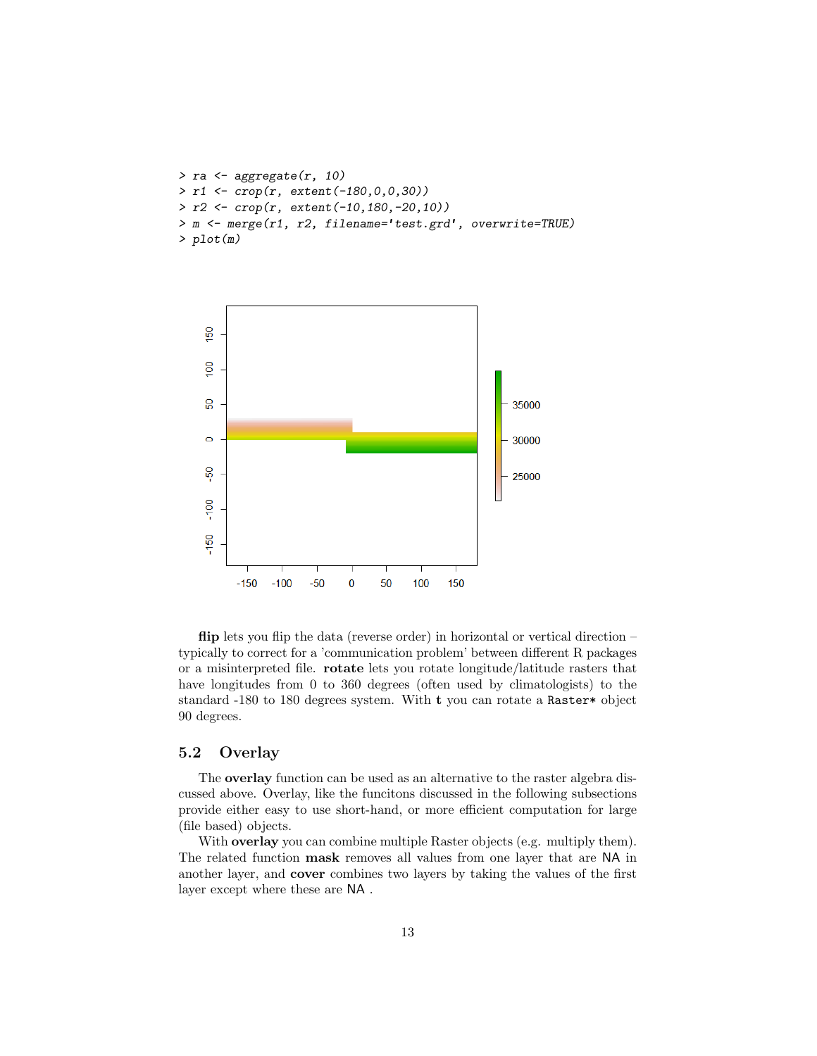```
> ra <- aggregate(r, 10)
> r1 <- crop(r, extent(-180,0,0,30))
> r2 <- crop(r, extent(-10,180,-20,10))
> m <- merge(r1, r2, filename='test.grd', overwrite=TRUE)
> plot(m)
```

**flip** lets you flip the data (reverse order) in horizontal or vertical direction – typically to correct for a 'communication problem' between different R packages or a misinterpreted file. **rotate** lets you rotate longitude/latitude rasters that have longitudes from 0 to 360 degrees (often used by climatologists) to the standard -180 to 180 degrees system. With **t** you can rotate a `Raster*` object 90 degrees.

## 5.2 Overlay

The **overlay** function can be used as an alternative to the raster algebra discussed above. Overlay, like the funcitons discussed in the following subsections provide either easy to use short-hand, or more efficient computation for large (file based) objects.

With **overlay** you can combine multiple Raster objects (e.g. multiply them). The related function **mask** removes all values from one layer that are `NA` in another layer, and **cover** combines two layers by taking the values of the first layer except where these are `NA` .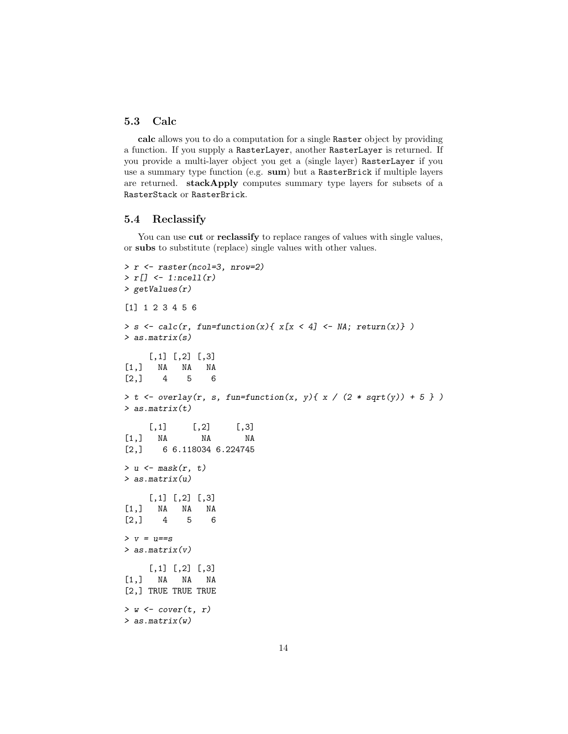## 5.3 Calc

**calc** allows you to do a computation for a single Raster object by providing a function. If you supply a RasterLayer, another RasterLayer is returned. If you provide a multi-layer object you get a (single layer) RasterLayer if you use a summary type function (e.g. **sum**) but a RasterBrick if multiple layers are returned. **stackApply** computes summary type layers for subsets of a RasterStack or RasterBrick.

## 5.4 Reclassify

You can use **cut** or **reclassify** to replace ranges of values with single values, or **subs** to substitute (replace) single values with other values.

```
> r <- raster(ncol=3, nrow=2)
> r[] <- 1:ncell(r)
> getValues(r)

[1] 1 2 3 4 5 6

> s <- calc(r, fun=function(x){ x[x < 4] <- NA; return(x)} )
> as.matrix(s)

     [,1] [,2] [,3]
[1,]   NA   NA   NA
[2,]    4    5    6

> t <- overlay(r, s, fun=function(x, y){ x / (2 * sqrt(y)) + 5 } )
> as.matrix(t)

     [,1]     [,2]     [,3]
[1,]   NA       NA       NA
[2,]    6 6.118034 6.224745

> u <- mask(r, t)
> as.matrix(u)

     [,1] [,2] [,3]
[1,]   NA   NA   NA
[2,]    4    5    6

> v = u==s
> as.matrix(v)

     [,1] [,2] [,3]
[1,]   NA   NA   NA
[2,] TRUE TRUE TRUE

> w <- cover(t, r)
> as.matrix(w)
```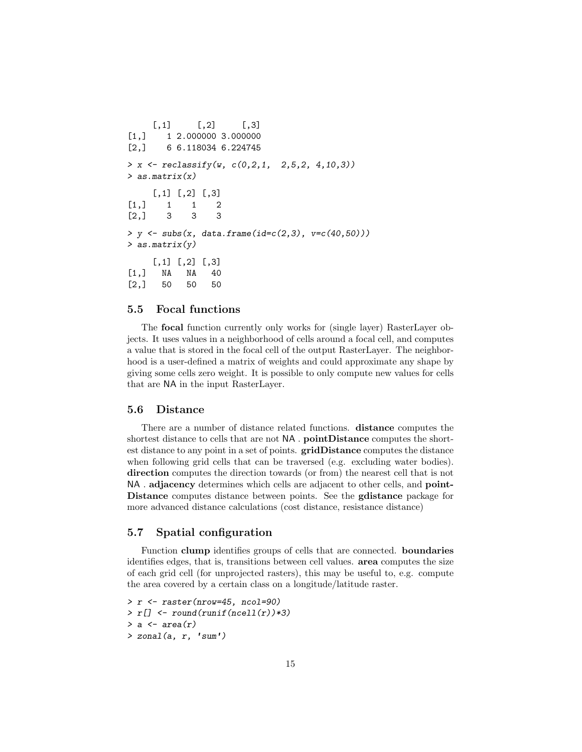```
     [,1]     [,2]     [,3]
[1,]    1 2.000000 3.000000
[2,]    6 6.118034 6.224745
```

```
> x <- reclassify(w, c(0,2,1,  2,5,2, 4,10,3))
> as.matrix(x)
```

```
     [,1] [,2] [,3]
[1,]    1    1    2
[2,]    3    3    3
```

```
> y <- subs(x, data.frame(id=c(2,3), v=c(40,50)))
> as.matrix(y)
```

```
     [,1] [,2] [,3]
[1,]   NA   NA   40
[2,]   50   50   50
```

## 5.5 Focal functions

The **focal** function currently only works for (single layer) RasterLayer objects. It uses values in a neighborhood of cells around a focal cell, and computes a value that is stored in the focal cell of the output RasterLayer. The neighborhood is a user-defined a matrix of weights and could approximate any shape by giving some cells zero weight. It is possible to only compute new values for cells that are NA in the input RasterLayer.

## 5.6 Distance

There are a number of distance related functions. **distance** computes the shortest distance to cells that are not NA . **pointDistance** computes the shortest distance to any point in a set of points. **gridDistance** computes the distance when following grid cells that can be traversed (e.g. excluding water bodies). **direction** computes the direction towards (or from) the nearest cell that is not NA . **adjacency** determines which cells are adjacent to other cells, and **pointDistance** computes distance between points. See the **gdistance** package for more advanced distance calculations (cost distance, resistance distance)

## 5.7 Spatial configuration

Function **clump** identifies groups of cells that are connected. **boundaries** identifies edges, that is, transitions between cell values. **area** computes the size of each grid cell (for unprojected rasters), this may be useful to, e.g. compute the area covered by a certain class on a longitude/latitude raster.

```
> r <- raster(nrow=45, ncol=90)
> r[] <- round(runif(ncell(r))*3)
> a <- area(r)
> zonal(a, r, 'sum')
```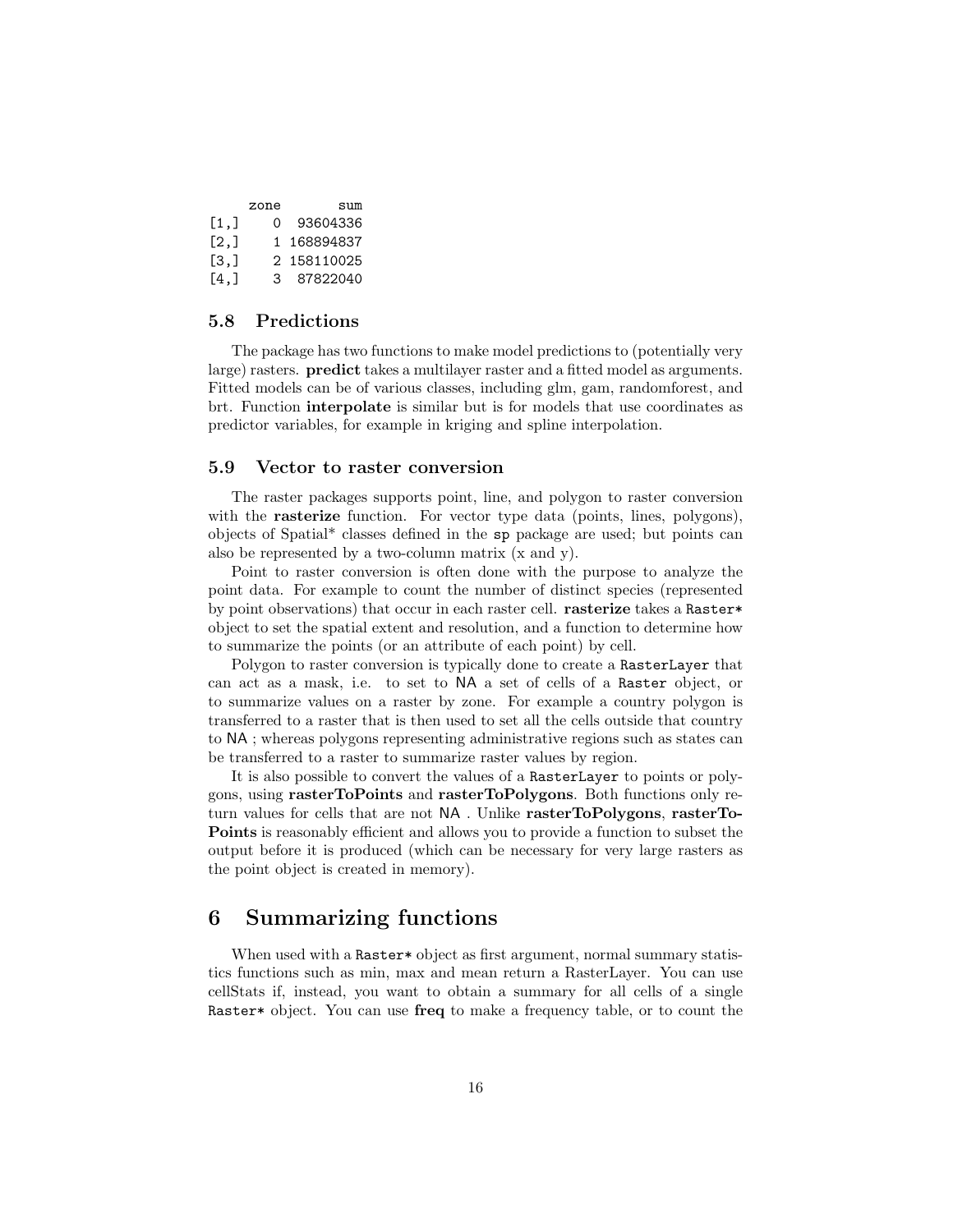```
     zone       sum
[1,]    0  93604336
[2,]    1 168894837
[3,]    2 158110025
[4,]    3  87822040
```

### 5.8 Predictions

The package has two functions to make model predictions to (potentially very large) rasters. **predict** takes a multilayer raster and a fitted model as arguments. Fitted models can be of various classes, including glm, gam, randomforest, and brt. Function **interpolate** is similar but is for models that use coordinates as predictor variables, for example in kriging and spline interpolation.

### 5.9 Vector to raster conversion

The raster packages supports point, line, and polygon to raster conversion with the **rasterize** function. For vector type data (points, lines, polygons), objects of Spatial* classes defined in the `sp` package are used; but points can also be represented by a two-column matrix (x and y).

Point to raster conversion is often done with the purpose to analyze the point data. For example to count the number of distinct species (represented by point observations) that occur in each raster cell. **rasterize** takes a `Raster*` object to set the spatial extent and resolution, and a function to determine how to summarize the points (or an attribute of each point) by cell.

Polygon to raster conversion is typically done to create a `RasterLayer` that can act as a mask, i.e. to set to `NA` a set of cells of a `Raster` object, or to summarize values on a raster by zone. For example a country polygon is transferred to a raster that is then used to set all the cells outside that country to `NA` ; whereas polygons representing administrative regions such as states can be transferred to a raster to summarize raster values by region.

It is also possible to convert the values of a `RasterLayer` to points or polygons, using **rasterToPoints** and **rasterToPolygons**. Both functions only return values for cells that are not `NA` . Unlike **rasterToPolygons**, **rasterToPoints** is reasonably efficient and allows you to provide a function to subset the output before it is produced (which can be necessary for very large rasters as the point object is created in memory).

## 6 Summarizing functions

When used with a `Raster*` object as first argument, normal summary statistics functions such as min, max and mean return a RasterLayer. You can use cellStats if, instead, you want to obtain a summary for all cells of a single `Raster*` object. You can use **freq** to make a frequency table, or to count the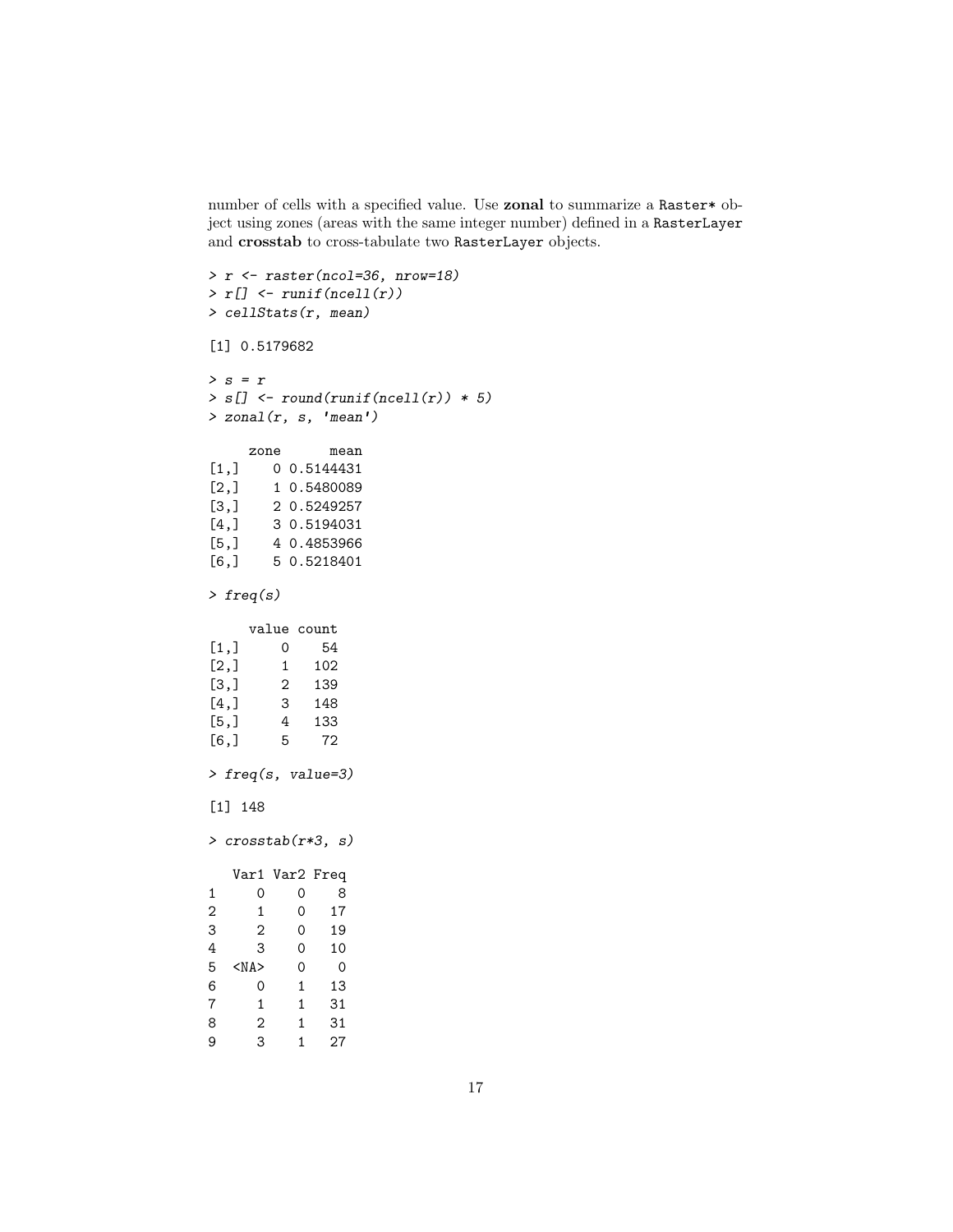number of cells with a specified value. Use **zonal** to summarize a `Raster*` object using zones (areas with the same integer number) defined in a `RasterLayer` and **crosstab** to cross-tabulate two `RasterLayer` objects.

```
> r <- raster(ncol=36, nrow=18)
> r[] <- runif(ncell(r))
> cellStats(r, mean)

[1] 0.5179682

> s = r
> s[] <- round(runif(ncell(r)) * 5)
> zonal(r, s, 'mean')

     zone      mean
[1,]    0 0.5144431
[2,]    1 0.5480089
[3,]    2 0.5249257
[4,]    3 0.5194031
[5,]    4 0.4853966
[6,]    5 0.5218401

> freq(s)

     value count
[1,]     0    54
[2,]     1   102
[3,]     2   139
[4,]     3   148
[5,]     4   133
[6,]     5    72

> freq(s, value=3)

[1] 148

> crosstab(r*3, s)

   Var1 Var2 Freq
1     0    0    8
2     1    0   17
3     2    0   19
4     3    0   10
5  <NA>    0    0
6     0    1   13
7     1    1   31
8     2    1   31
9     3    1   27
```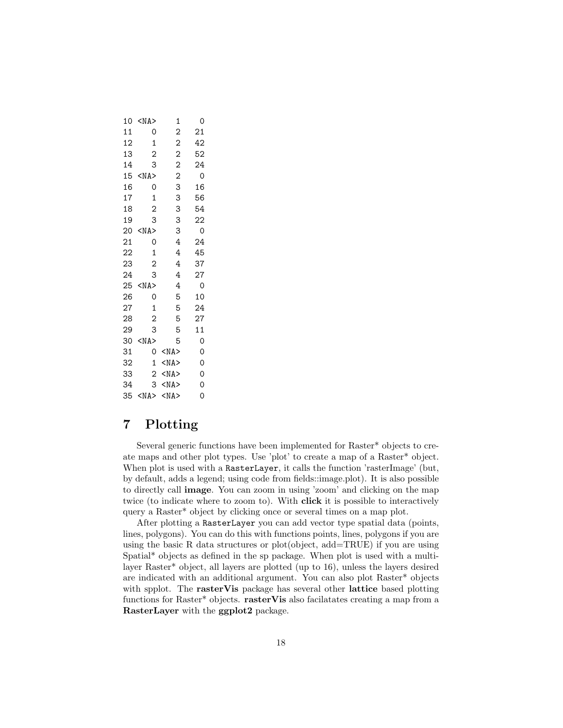```
10 <NA>    1   0
11    0    2  21
12    1    2  42
13    2    2  52
14    3    2  24
15 <NA>    2   0
16    0    3  16
17    1    3  56
18    2    3  54
19    3    3  22
20 <NA>    3   0
21    0    4  24
22    1    4  45
23    2    4  37
24    3    4  27
25 <NA>    4   0
26    0    5  10
27    1    5  24
28    2    5  27
29    3    5  11
30 <NA>    5   0
31    0 <NA>   0
32    1 <NA>   0
33    2 <NA>   0
34    3 <NA>   0
35 <NA> <NA>   0
```

# 7 Plotting

Several generic functions have been implemented for Raster* objects to create maps and other plot types. Use 'plot' to create a map of a Raster* object. When plot is used with a `RasterLayer`, it calls the function 'rasterImage' (but, by default, adds a legend; using code from fields::image.plot). It is also possible to directly call **image**. You can zoom in using 'zoom' and clicking on the map twice (to indicate where to zoom to). With **click** it is possible to interactively query a Raster* object by clicking once or several times on a map plot.

After plotting a `RasterLayer` you can add vector type spatial data (points, lines, polygons). You can do this with functions points, lines, polygons if you are using the basic R data structures or plot(object, add=TRUE) if you are using Spatial* objects as defined in the sp package. When plot is used with a multi-layer Raster* object, all layers are plotted (up to 16), unless the layers desired are indicated with an additional argument. You can also plot Raster* objects with spplot. The **rasterVis** package has several other **lattice** based plotting functions for Raster* objects. **rasterVis** also facilatates creating a map from a **RasterLayer** with the **ggplot2** package.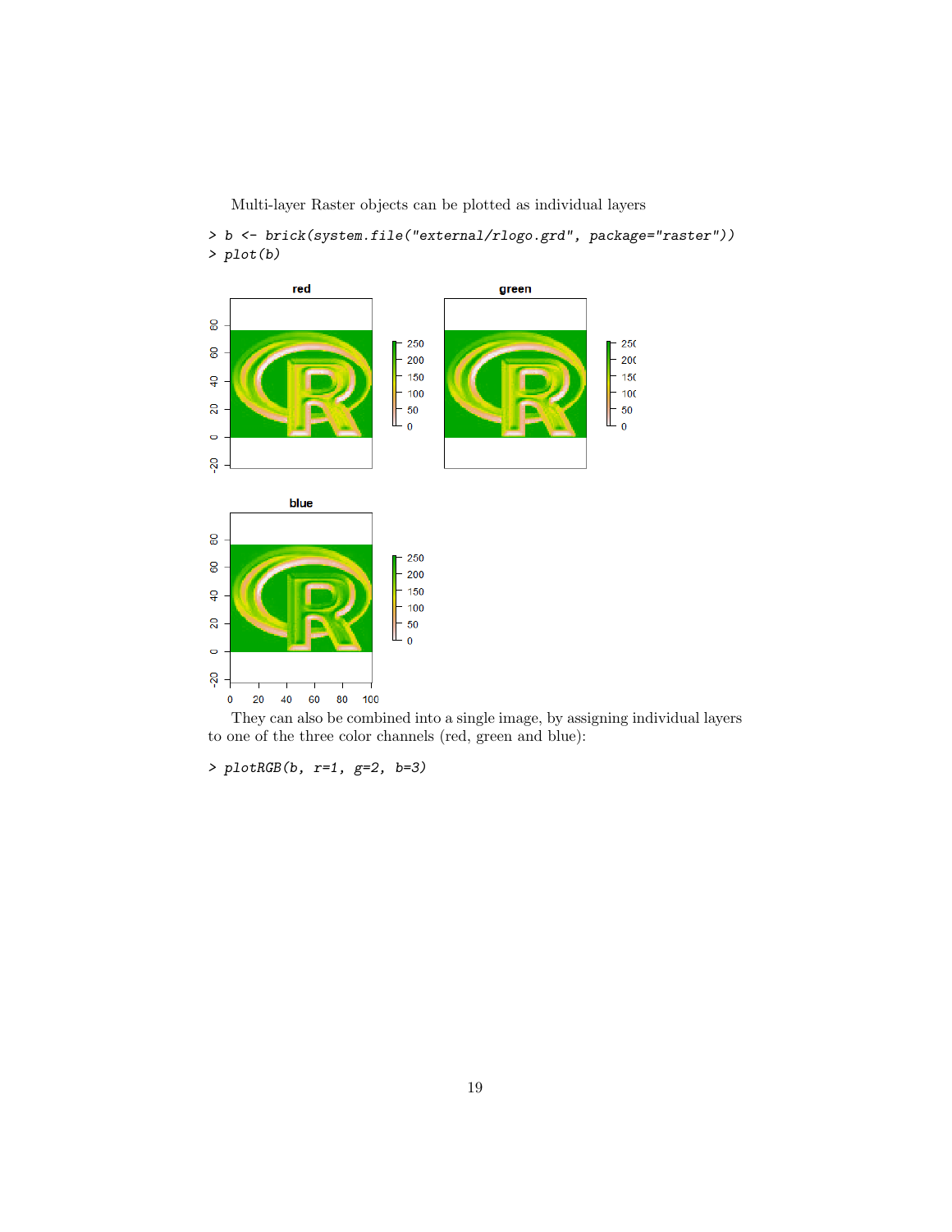Multi-layer Raster objects can be plotted as individual layers

```
> b <- brick(system.file("external/rlogo.grd", package="raster"))
> plot(b)
```

They can also be combined into a single image, by assigning individual layers to one of the three color channels (red, green and blue):

```
> plotRGB(b, r=1, g=2, b=3)
```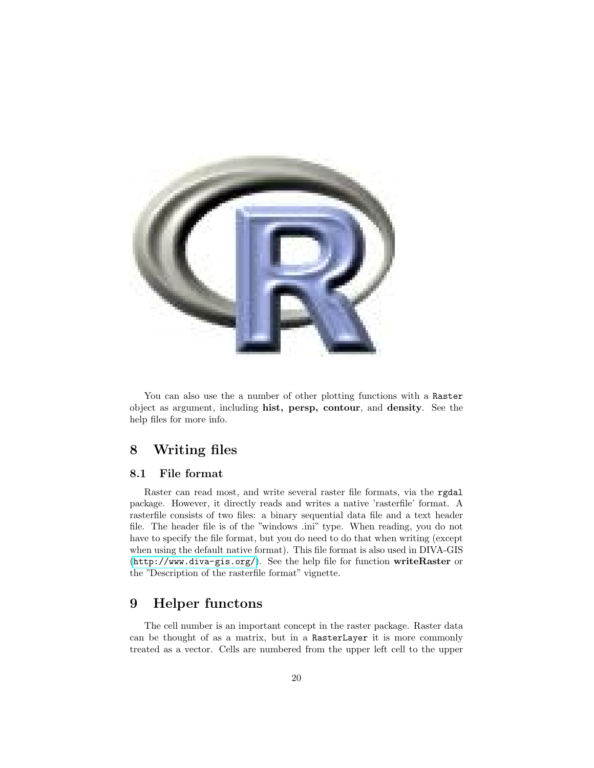You can also use the a number of other plotting functions with a `Raster` object as argument, including **hist, persp, contour**, and **density**. See the help files for more info.

# 8 Writing files

## 8.1 File format

Raster can read most, and write several raster file formats, via the `rgdal` package. However, it directly reads and writes a native 'rasterfile' format. A rasterfile consists of two files: a binary sequential data file and a text header file. The header file is of the "windows .ini" type. When reading, you do not have to specify the file format, but you do need to do that when writing (except when using the default native format). This file format is also used in DIVA-GIS (`http://www.diva-gis.org/`). See the help file for function **writeRaster** or the "Description of the rasterfile format" vignette.

# 9 Helper functons

The cell number is an important concept in the raster package. Raster data can be thought of as a matrix, but in a `RasterLayer` it is more commonly treated as a vector. Cells are numbered from the upper left cell to the upper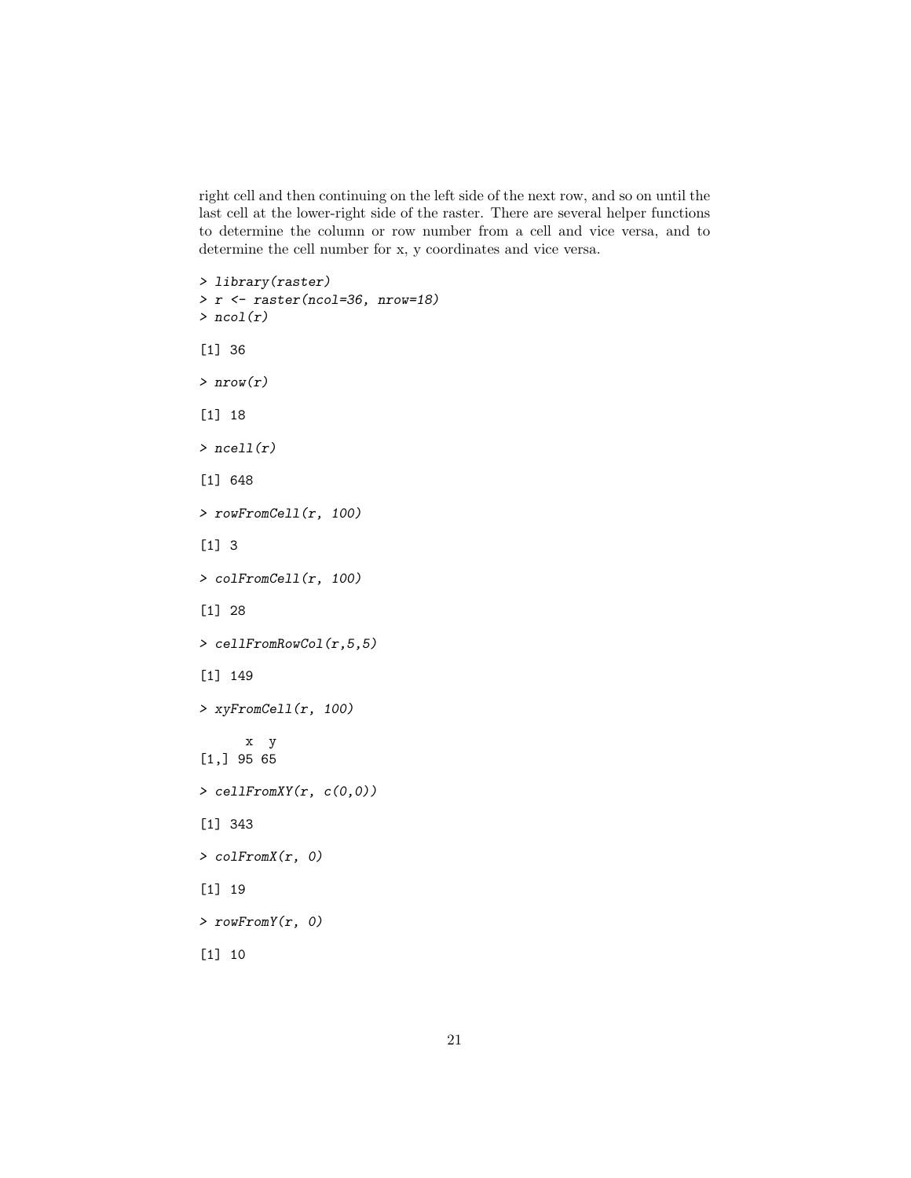right cell and then continuing on the left side of the next row, and so on until the last cell at the lower-right side of the raster. There are several helper functions to determine the column or row number from a cell and vice versa, and to determine the cell number for x, y coordinates and vice versa.

```
> library(raster)
> r <- raster(ncol=36, nrow=18)
> ncol(r)

[1] 36

> nrow(r)

[1] 18

> ncell(r)

[1] 648

> rowFromCell(r, 100)

[1] 3

> colFromCell(r, 100)

[1] 28

> cellFromRowCol(r,5,5)

[1] 149

> xyFromCell(r, 100)

      x  y
[1,] 95 65

> cellFromXY(r, c(0,0))

[1] 343

> colFromX(r, 0)

[1] 19

> rowFromY(r, 0)

[1] 10
```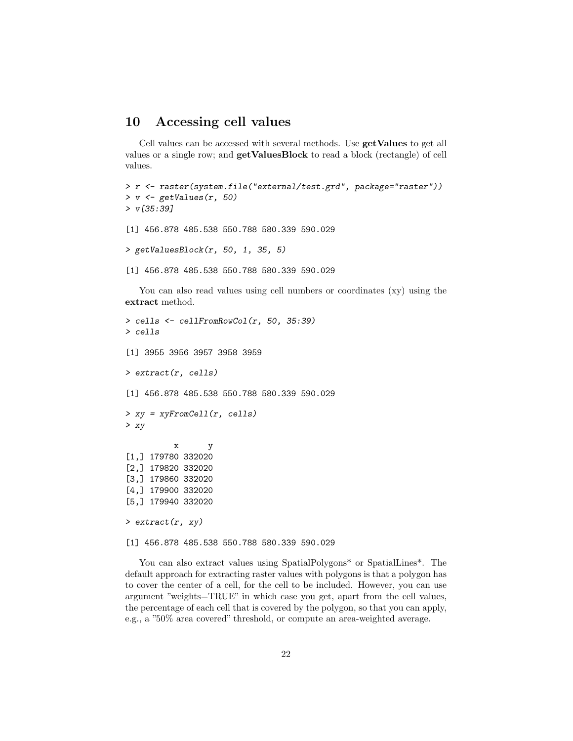## 10 Accessing cell values

Cell values can be accessed with several methods. Use **getValues** to get all values or a single row; and **getValuesBlock** to read a block (rectangle) of cell values.

```
> r <- raster(system.file("external/test.grd", package="raster"))
> v <- getValues(r, 50)
> v[35:39]

[1] 456.878 485.538 550.788 580.339 590.029

> getValuesBlock(r, 50, 1, 35, 5)

[1] 456.878 485.538 550.788 580.339 590.029
```

You can also read values using cell numbers or coordinates (xy) using the **extract** method.

```
> cells <- cellFromRowCol(r, 50, 35:39)
> cells

[1] 3955 3956 3957 3958 3959

> extract(r, cells)

[1] 456.878 485.538 550.788 580.339 590.029

> xy = xyFromCell(r, cells)
> xy

          x      y
[1,] 179780 332020
[2,] 179820 332020
[3,] 179860 332020
[4,] 179900 332020
[5,] 179940 332020

> extract(r, xy)

[1] 456.878 485.538 550.788 580.339 590.029
```

You can also extract values using SpatialPolygons* or SpatialLines*. The default approach for extracting raster values with polygons is that a polygon has to cover the center of a cell, for the cell to be included. However, you can use argument "weights=TRUE" in which case you get, apart from the cell values, the percentage of each cell that is covered by the polygon, so that you can apply, e.g., a "50% area covered" threshold, or compute an area-weighted average.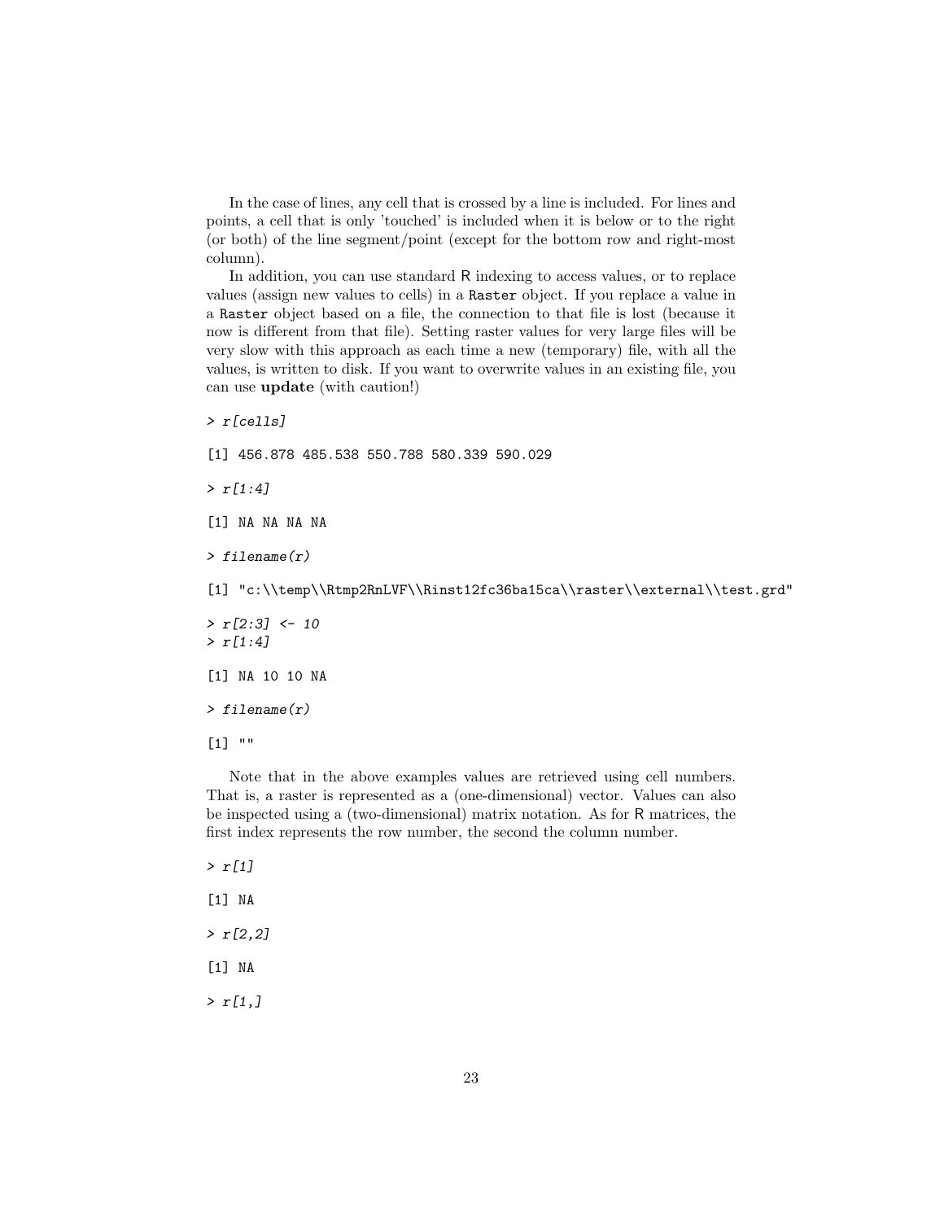In the case of lines, any cell that is crossed by a line is included. For lines and points, a cell that is only 'touched' is included when it is below or to the right (or both) of the line segment/point (except for the bottom row and right-most column).

In addition, you can use standard R indexing to access values, or to replace values (assign new values to cells) in a `Raster` object. If you replace a value in a `Raster` object based on a file, the connection to that file is lost (because it now is different from that file). Setting raster values for very large files will be very slow with this approach as each time a new (temporary) file, with all the values, is written to disk. If you want to overwrite values in an existing file, you can use **update** (with caution!)

```
> r[cells]

[1] 456.878 485.538 550.788 580.339 590.029

> r[1:4]

[1] NA NA NA NA

> filename(r)

[1] "c:\\temp\\Rtmp2RnLVF\\Rinst12fc36ba15ca\\raster\\external\\test.grd"

> r[2:3] <- 10
> r[1:4]

[1] NA 10 10 NA

> filename(r)

[1] ""
```

Note that in the above examples values are retrieved using cell numbers. That is, a raster is represented as a (one-dimensional) vector. Values can also be inspected using a (two-dimensional) matrix notation. As for R matrices, the first index represents the row number, the second the column number.

```
> r[1]

[1] NA

> r[2,2]

[1] NA

> r[1,]
```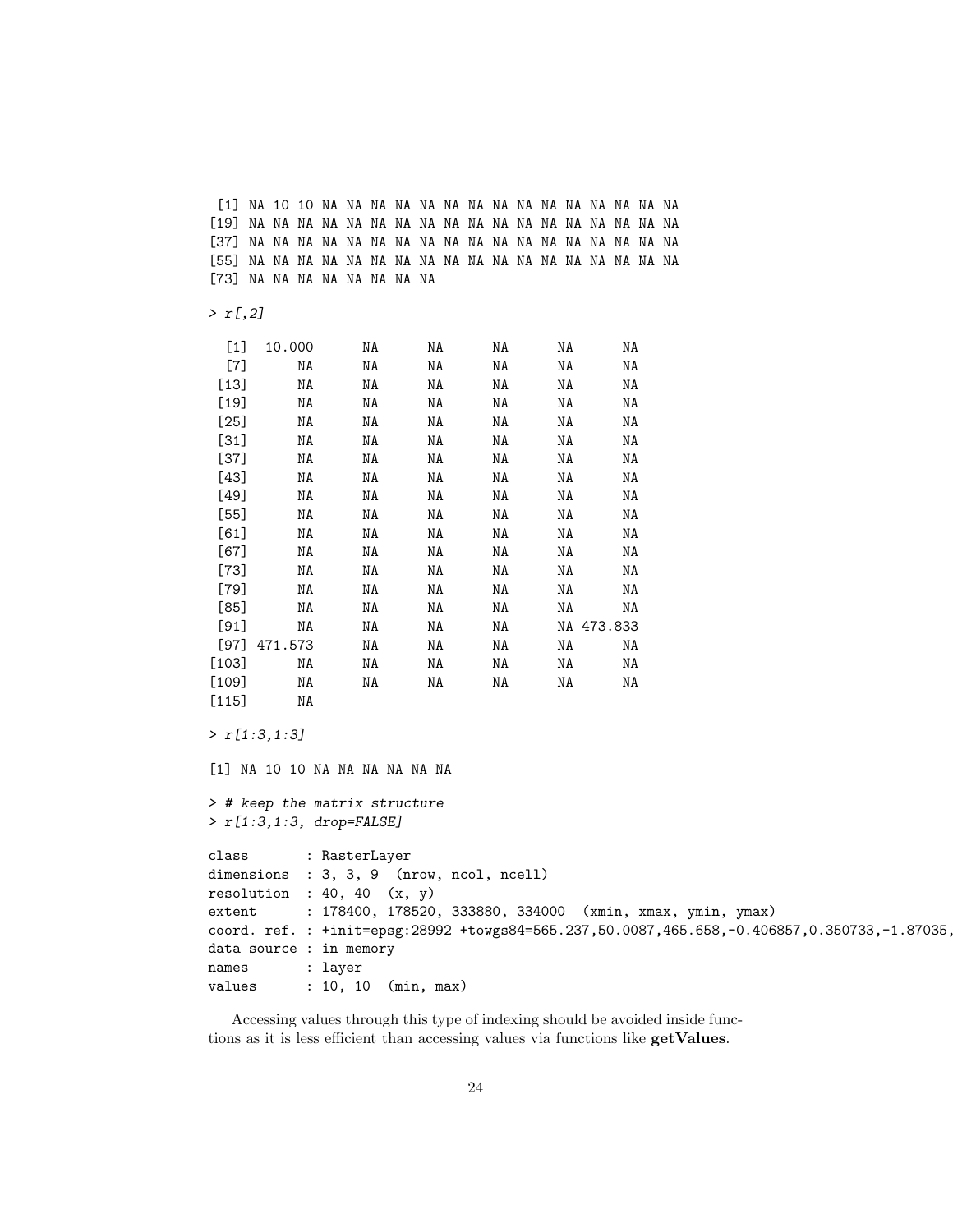```
 [1] NA 10 10 NA NA NA NA NA NA NA NA NA NA NA NA NA NA NA
[19] NA NA NA NA NA NA NA NA NA NA NA NA NA NA NA NA NA NA
[37] NA NA NA NA NA NA NA NA NA NA NA NA NA NA NA NA NA NA
[55] NA NA NA NA NA NA NA NA NA NA NA NA NA NA NA NA NA NA
[73] NA NA NA NA NA NA NA NA

> r[,2]

  [1]  10.000      NA      NA      NA      NA      NA
  [7]      NA      NA      NA      NA      NA      NA
 [13]      NA      NA      NA      NA      NA      NA
 [19]      NA      NA      NA      NA      NA      NA
 [25]      NA      NA      NA      NA      NA      NA
 [31]      NA      NA      NA      NA      NA      NA
 [37]      NA      NA      NA      NA      NA      NA
 [43]      NA      NA      NA      NA      NA      NA
 [49]      NA      NA      NA      NA      NA      NA
 [55]      NA      NA      NA      NA      NA      NA
 [61]      NA      NA      NA      NA      NA      NA
 [67]      NA      NA      NA      NA      NA      NA
 [73]      NA      NA      NA      NA      NA      NA
 [79]      NA      NA      NA      NA      NA      NA
 [85]      NA      NA      NA      NA      NA      NA
 [91]      NA      NA      NA      NA      NA 473.833
 [97] 471.573      NA      NA      NA      NA      NA
[103]      NA      NA      NA      NA      NA      NA
[109]      NA      NA      NA      NA      NA      NA
[115]      NA

> r[1:3,1:3]

[1] NA 10 10 NA NA NA NA NA NA

> # keep the matrix structure
> r[1:3,1:3, drop=FALSE]

class       : RasterLayer
dimensions  : 3, 3, 9  (nrow, ncol, ncell)
resolution  : 40, 40  (x, y)
extent      : 178400, 178520, 333880, 334000  (xmin, xmax, ymin, ymax)
coord. ref. : +init=epsg:28992 +towgs84=565.237,50.0087,465.658,-0.406857,0.350733,-1.87035,
data source : in memory
names       : layer
values      : 10, 10  (min, max)
```

Accessing values through this type of indexing should be avoided inside functions as it is less efficient than accessing values via functions like **getValues**.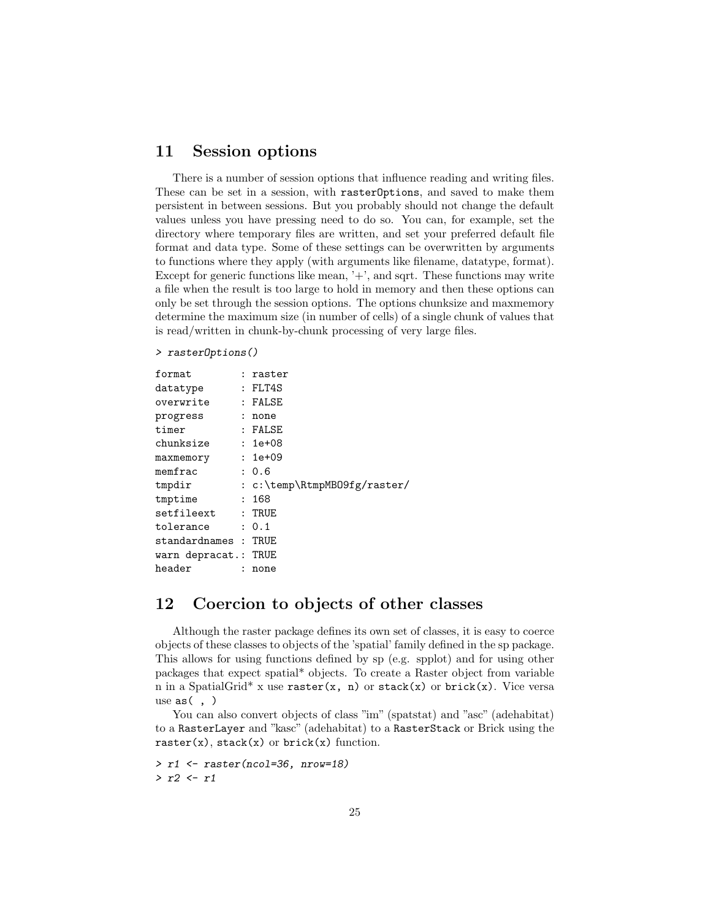## 11 Session options

There is a number of session options that influence reading and writing files. These can be set in a session, with `rasterOptions`, and saved to make them persistent in between sessions. But you probably should not change the default values unless you have pressing need to do so. You can, for example, set the directory where temporary files are written, and set your preferred default file format and data type. Some of these settings can be overwritten by arguments to functions where they apply (with arguments like filename, datatype, format). Except for generic functions like mean, '+', and sqrt. These functions may write a file when the result is too large to hold in memory and then these options can only be set through the session options. The options chunksize and maxmemory determine the maximum size (in number of cells) of a single chunk of values that is read/written in chunk-by-chunk processing of very large files.

```
> rasterOptions()
```

```
format        : raster
datatype      : FLT4S
overwrite     : FALSE
progress      : none
timer         : FALSE
chunksize     : 1e+08
maxmemory     : 1e+09
memfrac       : 0.6
tmpdir        : c:\temp\RtmpMBO9fg/raster/
tmptime       : 168
setfileext    : TRUE
tolerance     : 0.1
standardnames : TRUE
warn depracat.: TRUE
header        : none
```

## 12 Coercion to objects of other classes

Although the raster package defines its own set of classes, it is easy to coerce objects of these classes to objects of the 'spatial' family defined in the sp package. This allows for using functions defined by sp (e.g. spplot) and for using other packages that expect spatial* objects. To create a Raster object from variable n in a SpatialGrid* x use `raster(x, n)` or `stack(x)` or `brick(x)`. Vice versa use `as( , )`

You can also convert objects of class "im" (spatstat) and "asc" (adehabitat) to a `RasterLayer` and "kasc" (adehabitat) to a `RasterStack` or Brick using the `raster(x)`, `stack(x)` or `brick(x)` function.

```
> r1 <- raster(ncol=36, nrow=18)
> r2 <- r1
```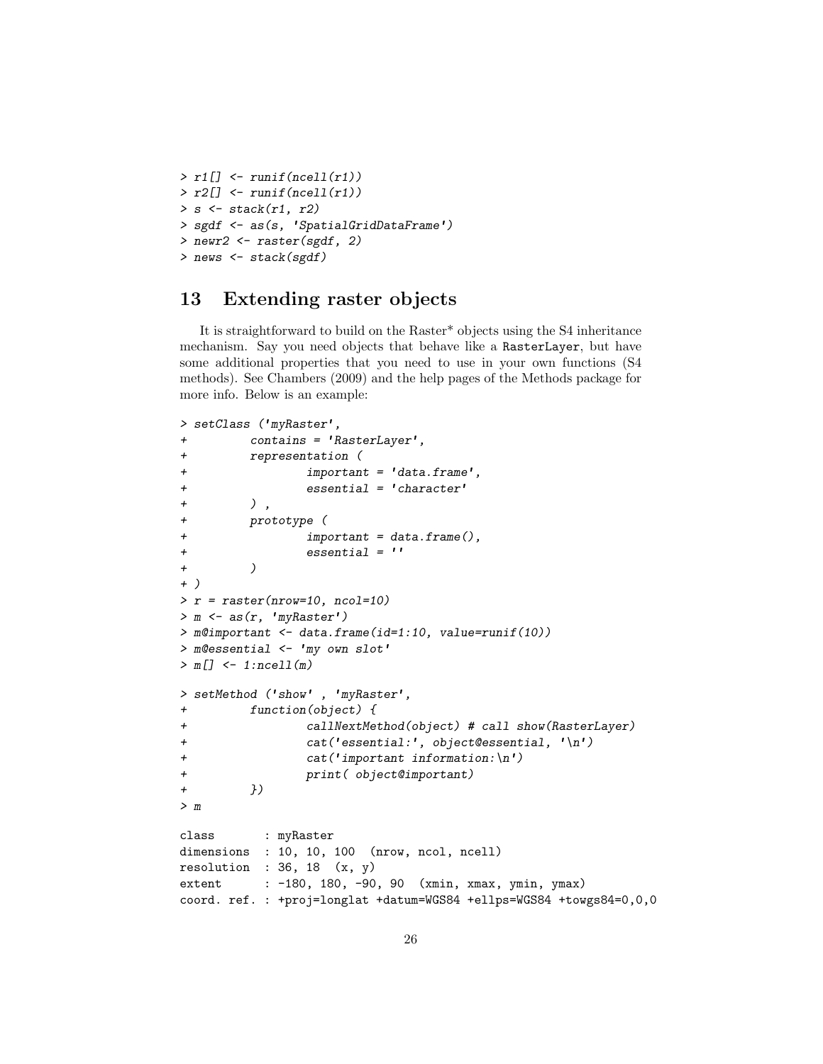```
> r1[] <- runif(ncell(r1))
> r2[] <- runif(ncell(r1))
> s <- stack(r1, r2)
> sgdf <- as(s, 'SpatialGridDataFrame')
> newr2 <- raster(sgdf, 2)
> news <- stack(sgdf)
```

## 13 Extending raster objects

It is straightforward to build on the Raster* objects using the S4 inheritance mechanism. Say you need objects that behave like a `RasterLayer`, but have some additional properties that you need to use in your own functions (S4 methods). See Chambers (2009) and the help pages of the Methods package for more info. Below is an example:

```
> setClass ('myRaster',
+         contains = 'RasterLayer',
+         representation (
+                 important = 'data.frame',
+                 essential = 'character'
+         ) ,
+         prototype (
+                 important = data.frame(),
+                 essential = ''
+         )
+ )
> r = raster(nrow=10, ncol=10)
> m <- as(r, 'myRaster')
> m@important <- data.frame(id=1:10, value=runif(10))
> m@essential <- 'my own slot'
> m[] <- 1:ncell(m)

> setMethod ('show' , 'myRaster',
+         function(object) {
+                 callNextMethod(object) # call show(RasterLayer)
+                 cat('essential:', object@essential, '\n')
+                 cat('important information:\n')
+                 print( object@important)
+         })
> m

class       : myRaster
dimensions  : 10, 10, 100  (nrow, ncol, ncell)
resolution  : 36, 18  (x, y)
extent      : -180, 180, -90, 90  (xmin, xmax, ymin, ymax)
coord. ref. : +proj=longlat +datum=WGS84 +ellps=WGS84 +towgs84=0,0,0
```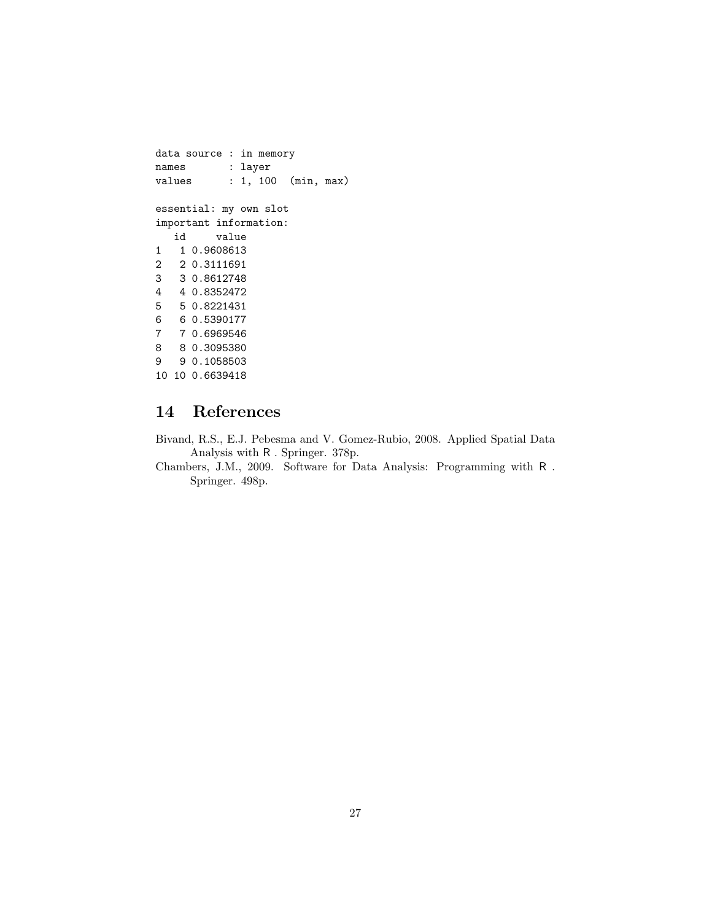```
data source : in memory
names       : layer
values      : 1, 100  (min, max)

essential: my own slot
important information:
   id     value
1   1 0.9608613
2   2 0.3111691
3   3 0.8612748
4   4 0.8352472
5   5 0.8221431
6   6 0.5390177
7   7 0.6969546
8   8 0.3095380
9   9 0.1058503
10 10 0.6639418
```

# 14 References

Bivand, R.S., E.J. Pebesma and V. Gomez-Rubio, 2008. Applied Spatial Data Analysis with R . Springer. 378p.

Chambers, J.M., 2009. Software for Data Analysis: Programming with R . Springer. 498p.